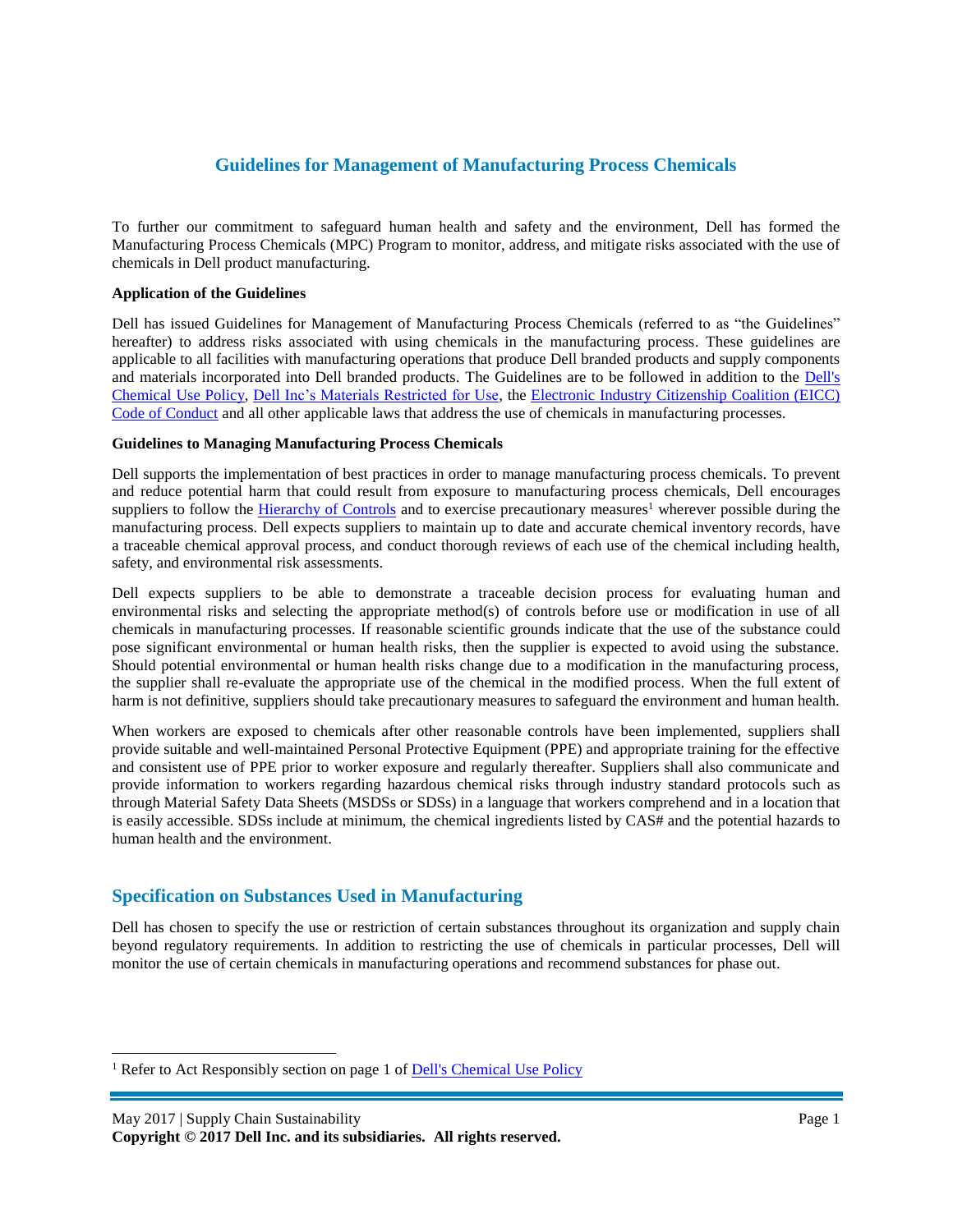# Guidelines for Management of Manufacturing Process Chemicals

To further our commitment to safeguard human health and safety and the environment, Dell has formed the Manufacturing Process Chemicals (MPC) Program to monitor, address, and mitigate risks associated with the use of chemicals in Dell product manufacturing.

**Application of the Guidelines**

Dell has issued Guidelines for Management of Manufacturing Process Chemicals (referred to as "the Guidelines" hereafter) to address risks associated with using chemicals in the manufacturing process. These guidelines are applicable to all facilities with manufacturing operations that produce Dell branded products and supply components and materials incorporated into Dell branded products. The Guidelines are to be followed in addition to the Dell's Chemical Use Policy, Dell Inc's Materials Restricted for Use, the Electronic Industry Citizenship Coalition (EICC) Code of Conduct and all other applicable laws that address the use of chemicals in manufacturing processes.

**Guidelines to Managing Manufacturing Process Chemicals**

Dell supports the implementation of best practices in order to manage manufacturing process chemicals. To prevent and reduce potential harm that could result from exposure to manufacturing process chemicals, Dell encourages suppliers to follow the Hierarchy of Controls and to exercise precautionary measures[1] wherever possible during the manufacturing process. Dell expects suppliers to maintain up to date and accurate chemical inventory records, have a traceable chemical approval process, and conduct thorough reviews of each use of the chemical including health, safety, and environmental risk assessments.

Dell expects suppliers to be able to demonstrate a traceable decision process for evaluating human and environmental risks and selecting the appropriate method(s) of controls before use or modification in use of all chemicals in manufacturing processes. If reasonable scientific grounds indicate that the use of the substance could pose significant environmental or human health risks, then the supplier is expected to avoid using the substance. Should potential environmental or human health risks change due to a modification in the manufacturing process, the supplier shall re-evaluate the appropriate use of the chemical in the modified process. When the full extent of harm is not definitive, suppliers should take precautionary measures to safeguard the environment and human health.

When workers are exposed to chemicals after other reasonable controls have been implemented, suppliers shall provide suitable and well-maintained Personal Protective Equipment (PPE) and appropriate training for the effective and consistent use of PPE prior to worker exposure and regularly thereafter. Suppliers shall also communicate and provide information to workers regarding hazardous chemical risks through industry standard protocols such as through Material Safety Data Sheets (MSDSs or SDSs) in a language that workers comprehend and in a location that is easily accessible. SDSs include at minimum, the chemical ingredients listed by CAS# and the potential hazards to human health and the environment.

## Specification on Substances Used in Manufacturing

Dell has chosen to specify the use or restriction of certain substances throughout its organization and supply chain beyond regulatory requirements. In addition to restricting the use of chemicals in particular processes, Dell will monitor the use of certain chemicals in manufacturing operations and recommend substances for phase out.

[1] Refer to Act Responsibly section on page 1 of Dell's Chemical Use Policy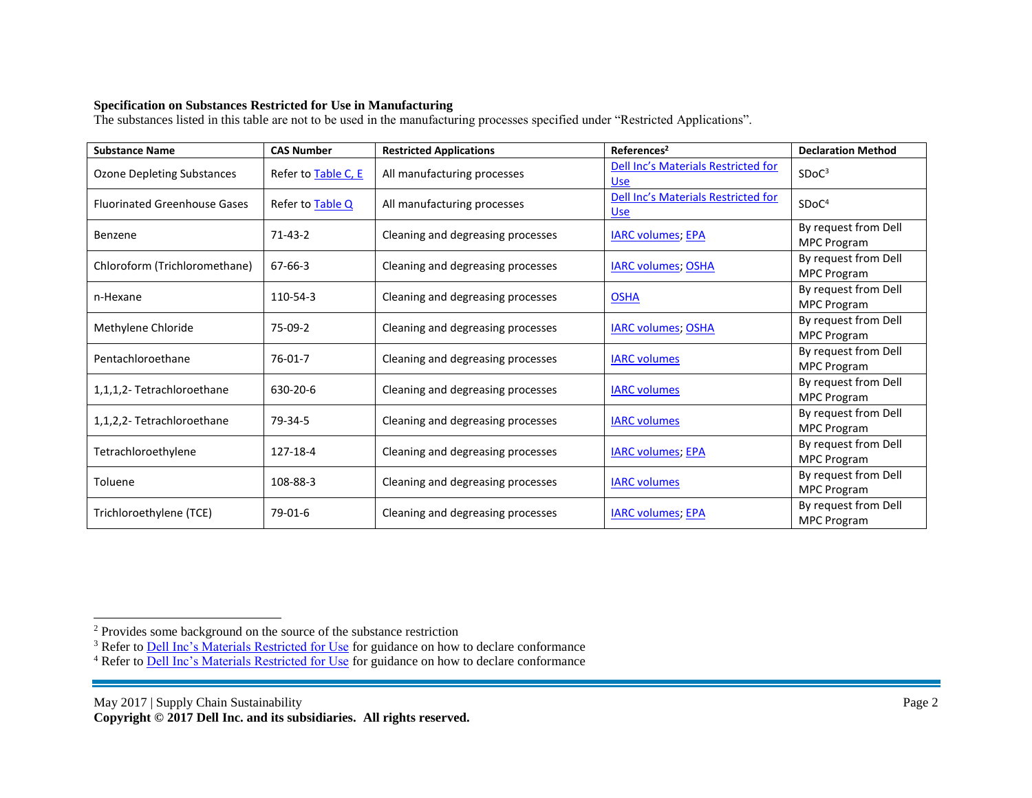**Specification on Substances Restricted for Use in Manufacturing**

The substances listed in this table are not to be used in the manufacturing processes specified under "Restricted Applications".

| Substance Name | CAS Number | Restricted Applications | References[2] | Declaration Method |
|---|---|---|---|---|
| Ozone Depleting Substances | Refer to Table C, E | All manufacturing processes | Dell Inc's Materials Restricted for Use | SDoC[3] |
| Fluorinated Greenhouse Gases | Refer to Table Q | All manufacturing processes | Dell Inc's Materials Restricted for Use | SDoC[4] |
| Benzene | 71-43-2 | Cleaning and degreasing processes | IARC volumes; EPA | By request from Dell MPC Program |
| Chloroform (Trichloromethane) | 67-66-3 | Cleaning and degreasing processes | IARC volumes; OSHA | By request from Dell MPC Program |
| n-Hexane | 110-54-3 | Cleaning and degreasing processes | OSHA | By request from Dell MPC Program |
| Methylene Chloride | 75-09-2 | Cleaning and degreasing processes | IARC volumes; OSHA | By request from Dell MPC Program |
| Pentachloroethane | 76-01-7 | Cleaning and degreasing processes | IARC volumes | By request from Dell MPC Program |
| 1,1,1,2- Tetrachloroethane | 630-20-6 | Cleaning and degreasing processes | IARC volumes | By request from Dell MPC Program |
| 1,1,2,2- Tetrachloroethane | 79-34-5 | Cleaning and degreasing processes | IARC volumes | By request from Dell MPC Program |
| Tetrachloroethylene | 127-18-4 | Cleaning and degreasing processes | IARC volumes; EPA | By request from Dell MPC Program |
| Toluene | 108-88-3 | Cleaning and degreasing processes | IARC volumes | By request from Dell MPC Program |
| Trichloroethylene (TCE) | 79-01-6 | Cleaning and degreasing processes | IARC volumes; EPA | By request from Dell MPC Program |

[2] Provides some background on the source of the substance restriction

[3] Refer to Dell Inc's Materials Restricted for Use for guidance on how to declare conformance

[4] Refer to Dell Inc's Materials Restricted for Use for guidance on how to declare conformance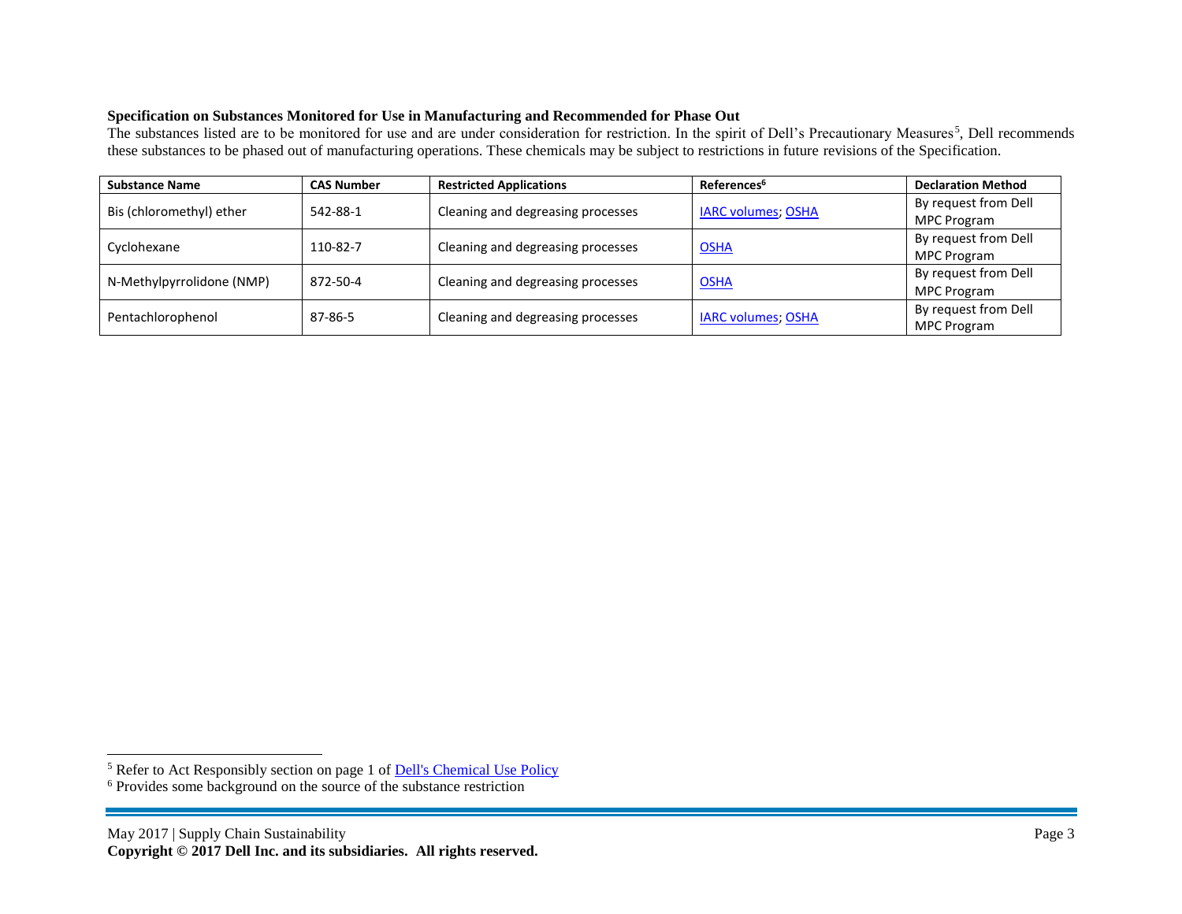**Specification on Substances Monitored for Use in Manufacturing and Recommended for Phase Out**

The substances listed are to be monitored for use and are under consideration for restriction. In the spirit of Dell's Precautionary Measures[5], Dell recommends these substances to be phased out of manufacturing operations. These chemicals may be subject to restrictions in future revisions of the Specification.

| Substance Name | CAS Number | Restricted Applications | References[6] | Declaration Method |
|---|---|---|---|---|
| Bis (chloromethyl) ether | 542-88-1 | Cleaning and degreasing processes | IARC volumes; OSHA | By request from Dell MPC Program |
| Cyclohexane | 110-82-7 | Cleaning and degreasing processes | OSHA | By request from Dell MPC Program |
| N-Methylpyrrolidone (NMP) | 872-50-4 | Cleaning and degreasing processes | OSHA | By request from Dell MPC Program |
| Pentachlorophenol | 87-86-5 | Cleaning and degreasing processes | IARC volumes; OSHA | By request from Dell MPC Program |

[5] Refer to Act Responsibly section on page 1 of Dell's Chemical Use Policy

[6] Provides some background on the source of the substance restriction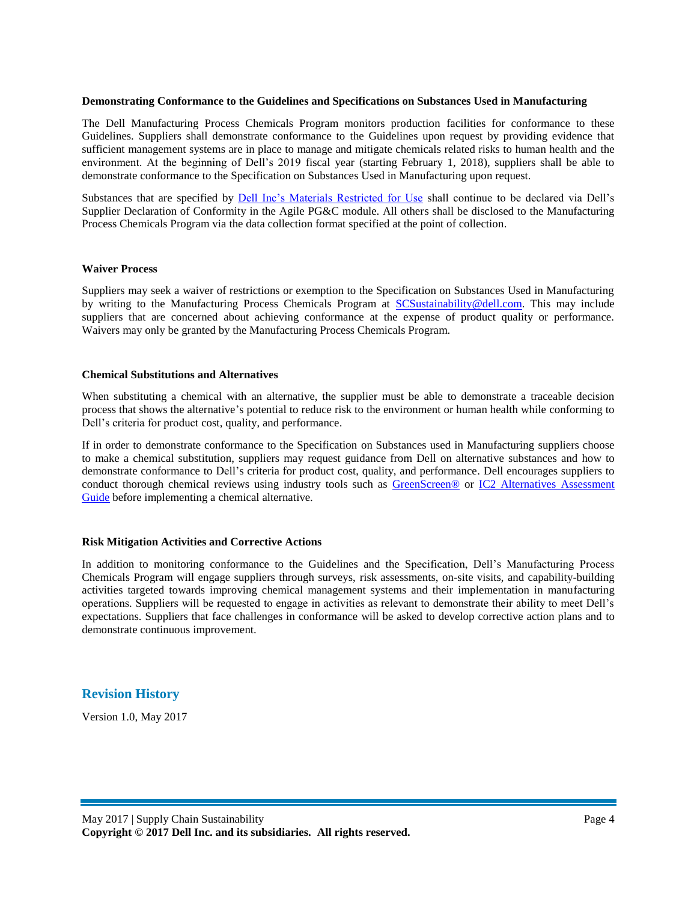**Demonstrating Conformance to the Guidelines and Specifications on Substances Used in Manufacturing**

The Dell Manufacturing Process Chemicals Program monitors production facilities for conformance to these Guidelines. Suppliers shall demonstrate conformance to the Guidelines upon request by providing evidence that sufficient management systems are in place to manage and mitigate chemicals related risks to human health and the environment. At the beginning of Dell's 2019 fiscal year (starting February 1, 2018), suppliers shall be able to demonstrate conformance to the Specification on Substances Used in Manufacturing upon request.

Substances that are specified by Dell Inc's Materials Restricted for Use shall continue to be declared via Dell's Supplier Declaration of Conformity in the Agile PG&C module. All others shall be disclosed to the Manufacturing Process Chemicals Program via the data collection format specified at the point of collection.

**Waiver Process**

Suppliers may seek a waiver of restrictions or exemption to the Specification on Substances Used in Manufacturing by writing to the Manufacturing Process Chemicals Program at SCSustainability@dell.com. This may include suppliers that are concerned about achieving conformance at the expense of product quality or performance. Waivers may only be granted by the Manufacturing Process Chemicals Program.

**Chemical Substitutions and Alternatives**

When substituting a chemical with an alternative, the supplier must be able to demonstrate a traceable decision process that shows the alternative's potential to reduce risk to the environment or human health while conforming to Dell's criteria for product cost, quality, and performance.

If in order to demonstrate conformance to the Specification on Substances used in Manufacturing suppliers choose to make a chemical substitution, suppliers may request guidance from Dell on alternative substances and how to demonstrate conformance to Dell's criteria for product cost, quality, and performance. Dell encourages suppliers to conduct thorough chemical reviews using industry tools such as GreenScreen® or IC2 Alternatives Assessment Guide before implementing a chemical alternative.

**Risk Mitigation Activities and Corrective Actions**

In addition to monitoring conformance to the Guidelines and the Specification, Dell's Manufacturing Process Chemicals Program will engage suppliers through surveys, risk assessments, on-site visits, and capability-building activities targeted towards improving chemical management systems and their implementation in manufacturing operations. Suppliers will be requested to engage in activities as relevant to demonstrate their ability to meet Dell's expectations. Suppliers that face challenges in conformance will be asked to develop corrective action plans and to demonstrate continuous improvement.

## Revision History

Version 1.0, May 2017